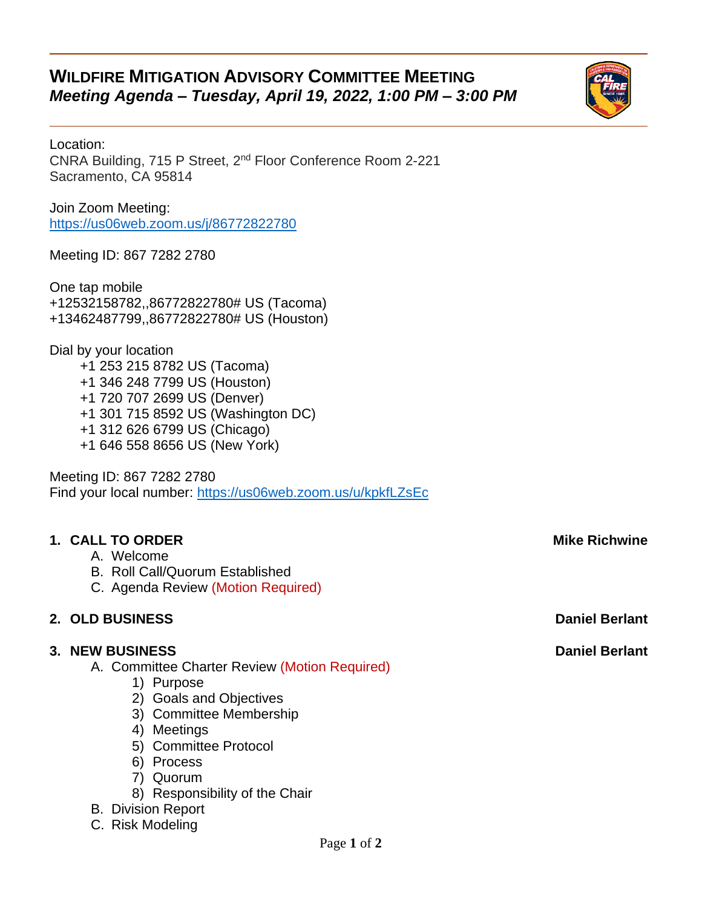# WILDFIRE MITIGATION ADVISORY COMMITTEE MEETING

***Meeting Agenda – Tuesday, April 19, 2022, 1:00 PM – 3:00 PM***

Location:
CNRA Building, 715 P Street, 2nd Floor Conference Room 2-221
Sacramento, CA 95814

Join Zoom Meeting:
https://us06web.zoom.us/j/86772822780

Meeting ID: 867 7282 2780

One tap mobile
+12532158782,,86772822780# US (Tacoma)
+13462487799,,86772822780# US (Houston)

Dial by your location
- +1 253 215 8782 US (Tacoma)
- +1 346 248 7799 US (Houston)
- +1 720 707 2699 US (Denver)
- +1 301 715 8592 US (Washington DC)
- +1 312 626 6799 US (Chicago)
- +1 646 558 8656 US (New York)

Meeting ID: 867 7282 2780
Find your local number: https://us06web.zoom.us/u/kpkfLZsEc

**1. CALL TO ORDER** — **Mike Richwine**

- A. Welcome
- B. Roll Call/Quorum Established
- C. Agenda Review (Motion Required)

**2. OLD BUSINESS** — **Daniel Berlant**

**3. NEW BUSINESS** — **Daniel Berlant**

- A. Committee Charter Review (Motion Required)
  1) Purpose
  2) Goals and Objectives
  3) Committee Membership
  4) Meetings
  5) Committee Protocol
  6) Process
  7) Quorum
  8) Responsibility of the Chair
- B. Division Report
- C. Risk Modeling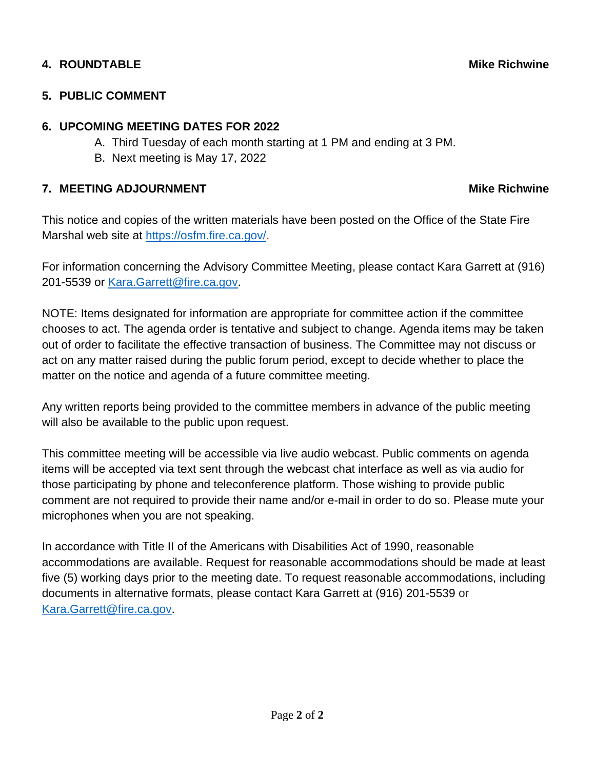**4. ROUNDTABLE** **Mike Richwine**

**5. PUBLIC COMMENT**

**6. UPCOMING MEETING DATES FOR 2022**

A. Third Tuesday of each month starting at 1 PM and ending at 3 PM.
B. Next meeting is May 17, 2022

**7. MEETING ADJOURNMENT** **Mike Richwine**

This notice and copies of the written materials have been posted on the Office of the State Fire Marshal web site at https://osfm.fire.ca.gov/.

For information concerning the Advisory Committee Meeting, please contact Kara Garrett at (916) 201-5539 or Kara.Garrett@fire.ca.gov.

NOTE: Items designated for information are appropriate for committee action if the committee chooses to act. The agenda order is tentative and subject to change. Agenda items may be taken out of order to facilitate the effective transaction of business. The Committee may not discuss or act on any matter raised during the public forum period, except to decide whether to place the matter on the notice and agenda of a future committee meeting.

Any written reports being provided to the committee members in advance of the public meeting will also be available to the public upon request.

This committee meeting will be accessible via live audio webcast. Public comments on agenda items will be accepted via text sent through the webcast chat interface as well as via audio for those participating by phone and teleconference platform. Those wishing to provide public comment are not required to provide their name and/or e-mail in order to do so. Please mute your microphones when you are not speaking.

In accordance with Title II of the Americans with Disabilities Act of 1990, reasonable accommodations are available. Request for reasonable accommodations should be made at least five (5) working days prior to the meeting date. To request reasonable accommodations, including documents in alternative formats, please contact Kara Garrett at (916) 201-5539 or Kara.Garrett@fire.ca.gov.